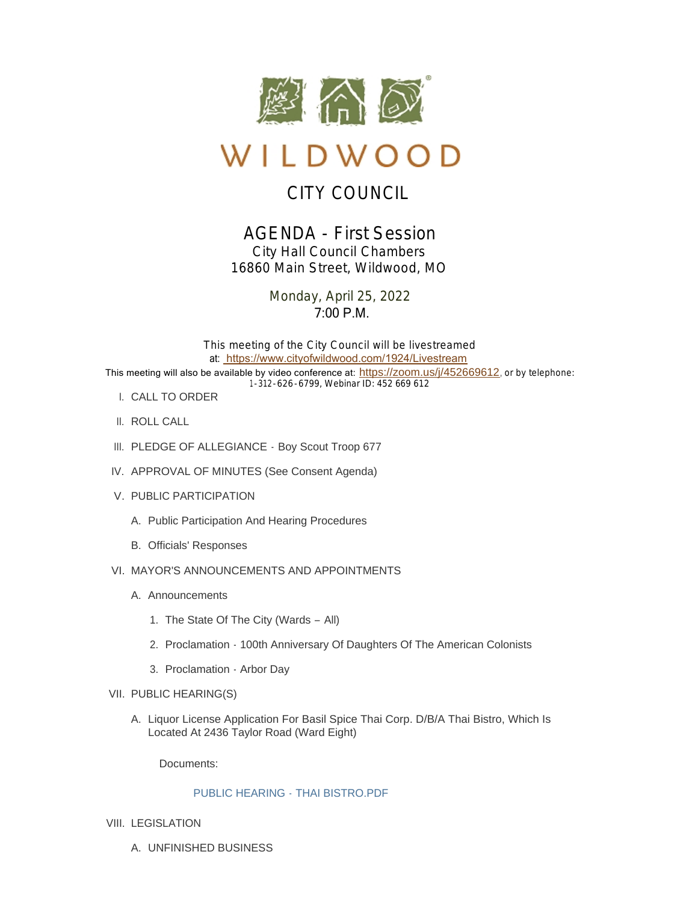# WILDWOOD

## CITY COUNCIL

## AGENDA - First Session

City Hall Council Chambers
16860 Main Street, Wildwood, MO

Monday, April 25, 2022
7:00 P.M.

This meeting of the City Council will be livestreamed at: https://www.cityofwildwood.com/1924/Livestream
This meeting will also be available by video conference at: https://zoom.us/j/452669612, or by telephone: 1-312-626-6799, Webinar ID: 452 669 612

I. CALL TO ORDER

II. ROLL CALL

III. PLEDGE OF ALLEGIANCE - Boy Scout Troop 677

IV. APPROVAL OF MINUTES (See Consent Agenda)

V. PUBLIC PARTICIPATION

  A. Public Participation And Hearing Procedures

  B. Officials' Responses

VI. MAYOR'S ANNOUNCEMENTS AND APPOINTMENTS

  A. Announcements

    1. The State Of The City (Wards – All)

    2. Proclamation - 100th Anniversary Of Daughters Of The American Colonists

    3. Proclamation - Arbor Day

VII. PUBLIC HEARING(S)

  A. Liquor License Application For Basil Spice Thai Corp. D/B/A Thai Bistro, Which Is Located At 2436 Taylor Road (Ward Eight)

  Documents:

  PUBLIC HEARING - THAI BISTRO.PDF

VIII. LEGISLATION

  A. UNFINISHED BUSINESS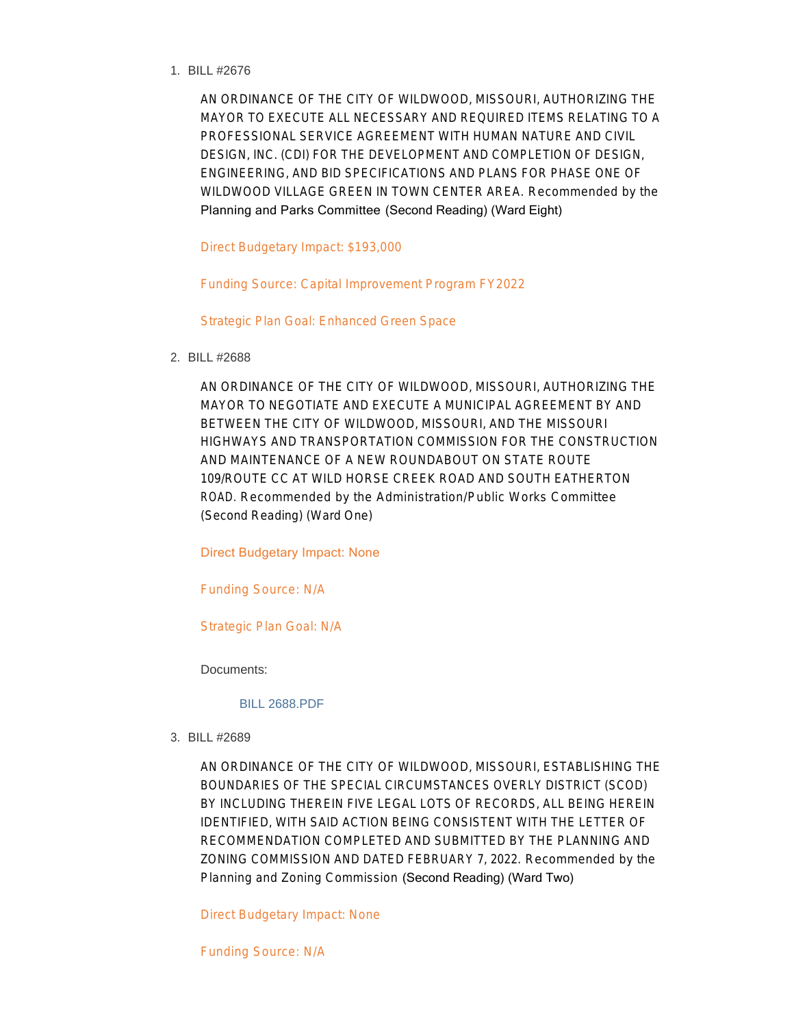1. BILL #2676

   AN ORDINANCE OF THE CITY OF WILDWOOD, MISSOURI, AUTHORIZING THE MAYOR TO EXECUTE ALL NECESSARY AND REQUIRED ITEMS RELATING TO A PROFESSIONAL SERVICE AGREEMENT WITH HUMAN NATURE AND CIVIL DESIGN, INC. (CDI) FOR THE DEVELOPMENT AND COMPLETION OF DESIGN, ENGINEERING, AND BID SPECIFICATIONS AND PLANS FOR PHASE ONE OF WILDWOOD VILLAGE GREEN IN TOWN CENTER AREA. Recommended by the Planning and Parks Committee (Second Reading) (Ward Eight)

   Direct Budgetary Impact: $193,000

   Funding Source: Capital Improvement Program FY2022

   Strategic Plan Goal: Enhanced Green Space

2. BILL #2688

   AN ORDINANCE OF THE CITY OF WILDWOOD, MISSOURI, AUTHORIZING THE MAYOR TO NEGOTIATE AND EXECUTE A MUNICIPAL AGREEMENT BY AND BETWEEN THE CITY OF WILDWOOD, MISSOURI, AND THE MISSOURI HIGHWAYS AND TRANSPORTATION COMMISSION FOR THE CONSTRUCTION AND MAINTENANCE OF A NEW ROUNDABOUT ON STATE ROUTE 109/ROUTE CC AT WILD HORSE CREEK ROAD AND SOUTH EATHERTON ROAD. Recommended by the Administration/Public Works Committee (Second Reading) (Ward One)

   Direct Budgetary Impact: None

   Funding Source: N/A

   Strategic Plan Goal: N/A

   Documents:

   BILL 2688.PDF

3. BILL #2689

   AN ORDINANCE OF THE CITY OF WILDWOOD, MISSOURI, ESTABLISHING THE BOUNDARIES OF THE SPECIAL CIRCUMSTANCES OVERLY DISTRICT (SCOD) BY INCLUDING THEREIN FIVE LEGAL LOTS OF RECORDS, ALL BEING HEREIN IDENTIFIED, WITH SAID ACTION BEING CONSISTENT WITH THE LETTER OF RECOMMENDATION COMPLETED AND SUBMITTED BY THE PLANNING AND ZONING COMMISSION AND DATED FEBRUARY 7, 2022. Recommended by the Planning and Zoning Commission (Second Reading) (Ward Two)

   Direct Budgetary Impact: None

   Funding Source: N/A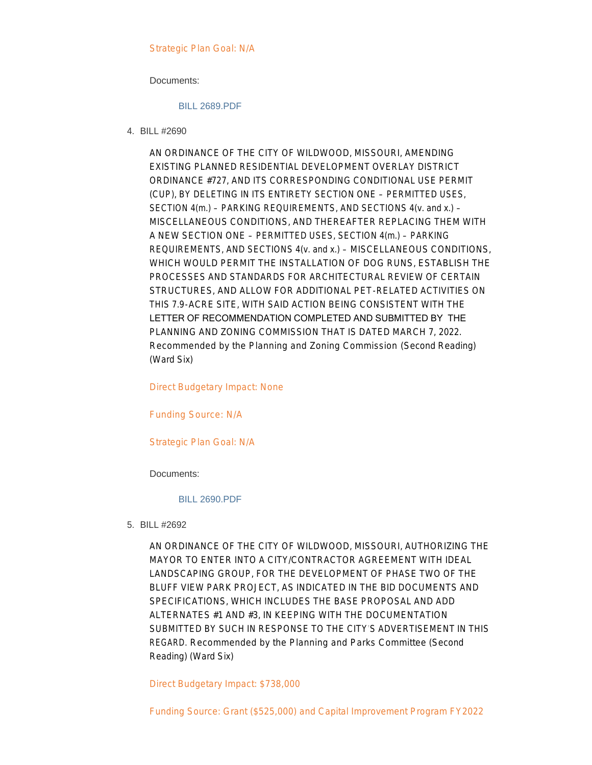Strategic Plan Goal: N/A

Documents:

BILL 2689.PDF

4. BILL #2690

AN ORDINANCE OF THE CITY OF WILDWOOD, MISSOURI, AMENDING EXISTING PLANNED RESIDENTIAL DEVELOPMENT OVERLAY DISTRICT ORDINANCE #727, AND ITS CORRESPONDING CONDITIONAL USE PERMIT (CUP), BY DELETING IN ITS ENTIRETY SECTION ONE – PERMITTED USES, SECTION 4(m.) – PARKING REQUIREMENTS, AND SECTIONS 4(v. and x.) – MISCELLANEOUS CONDITIONS, AND THEREAFTER REPLACING THEM WITH A NEW SECTION ONE – PERMITTED USES, SECTION 4(m.) – PARKING REQUIREMENTS, AND SECTIONS 4(v. and x.) – MISCELLANEOUS CONDITIONS, WHICH WOULD PERMIT THE INSTALLATION OF DOG RUNS, ESTABLISH THE PROCESSES AND STANDARDS FOR ARCHITECTURAL REVIEW OF CERTAIN STRUCTURES, AND ALLOW FOR ADDITIONAL PET-RELATED ACTIVITIES ON THIS 7.9-ACRE SITE, WITH SAID ACTION BEING CONSISTENT WITH THE LETTER OF RECOMMENDATION COMPLETED AND SUBMITTED BY THE PLANNING AND ZONING COMMISSION THAT IS DATED MARCH 7, 2022. Recommended by the Planning and Zoning Commission (Second Reading) (Ward Six)

Direct Budgetary Impact: None

Funding Source: N/A

Strategic Plan Goal: N/A

Documents:

BILL 2690.PDF

5. BILL #2692

AN ORDINANCE OF THE CITY OF WILDWOOD, MISSOURI, AUTHORIZING THE MAYOR TO ENTER INTO A CITY/CONTRACTOR AGREEMENT WITH IDEAL LANDSCAPING GROUP, FOR THE DEVELOPMENT OF PHASE TWO OF THE BLUFF VIEW PARK PROJECT, AS INDICATED IN THE BID DOCUMENTS AND SPECIFICATIONS, WHICH INCLUDES THE BASE PROPOSAL AND ADD ALTERNATES #1 AND #3, IN KEEPING WITH THE DOCUMENTATION SUBMITTED BY SUCH IN RESPONSE TO THE CITY'S ADVERTISEMENT IN THIS REGARD. Recommended by the Planning and Parks Committee (Second Reading) (Ward Six)

Direct Budgetary Impact: $738,000

Funding Source: Grant ($525,000) and Capital Improvement Program FY2022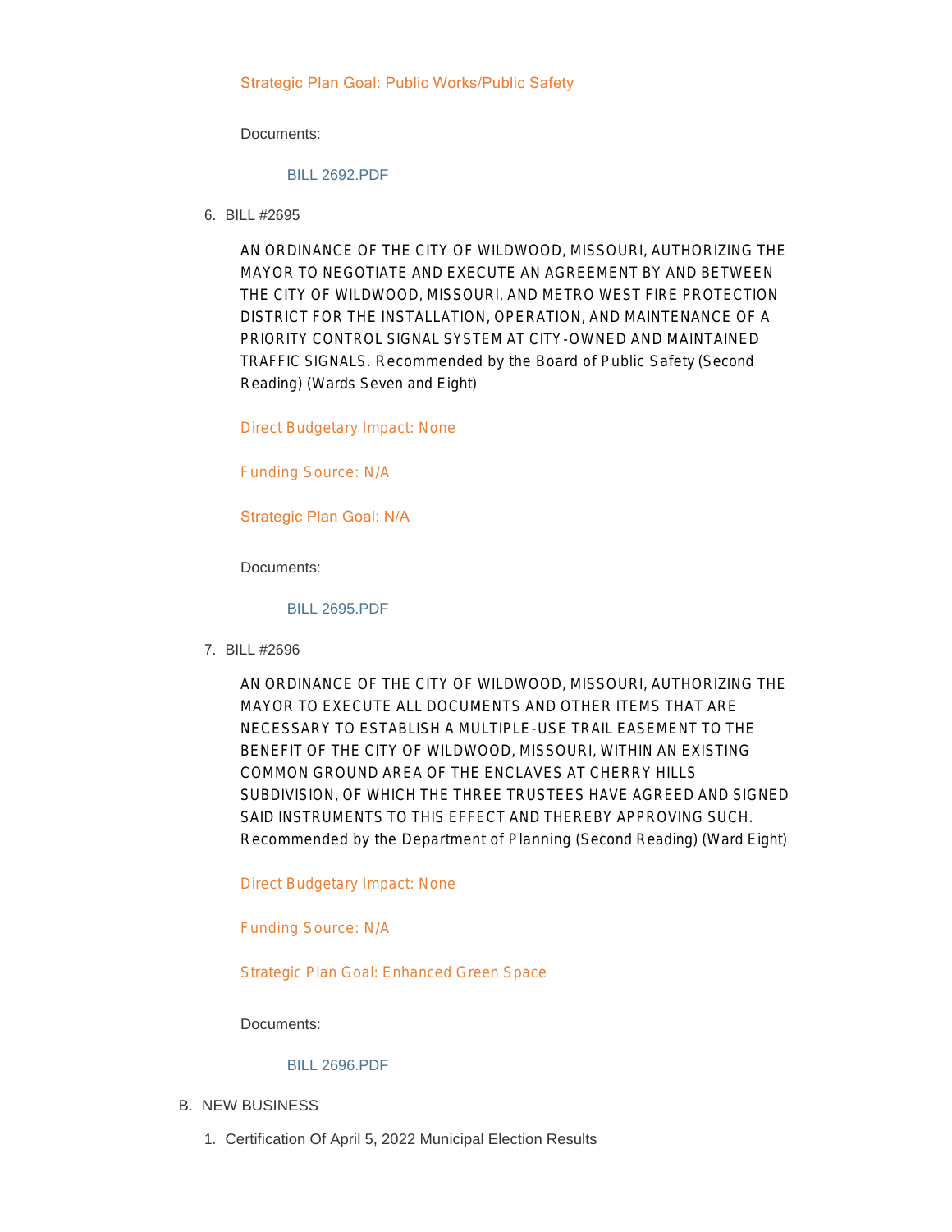Strategic Plan Goal: Public Works/Public Safety

Documents:

BILL 2692.PDF

6. BILL #2695

   AN ORDINANCE OF THE CITY OF WILDWOOD, MISSOURI, AUTHORIZING THE MAYOR TO NEGOTIATE AND EXECUTE AN AGREEMENT BY AND BETWEEN THE CITY OF WILDWOOD, MISSOURI, AND METRO WEST FIRE PROTECTION DISTRICT FOR THE INSTALLATION, OPERATION, AND MAINTENANCE OF A PRIORITY CONTROL SIGNAL SYSTEM AT CITY-OWNED AND MAINTAINED TRAFFIC SIGNALS. Recommended by the Board of Public Safety (Second Reading) (Wards Seven and Eight)

   Direct Budgetary Impact: None

   Funding Source: N/A

   Strategic Plan Goal: N/A

   Documents:

   BILL 2695.PDF

7. BILL #2696

   AN ORDINANCE OF THE CITY OF WILDWOOD, MISSOURI, AUTHORIZING THE MAYOR TO EXECUTE ALL DOCUMENTS AND OTHER ITEMS THAT ARE NECESSARY TO ESTABLISH A MULTIPLE-USE TRAIL EASEMENT TO THE BENEFIT OF THE CITY OF WILDWOOD, MISSOURI, WITHIN AN EXISTING COMMON GROUND AREA OF THE ENCLAVES AT CHERRY HILLS SUBDIVISION, OF WHICH THE THREE TRUSTEES HAVE AGREED AND SIGNED SAID INSTRUMENTS TO THIS EFFECT AND THEREBY APPROVING SUCH. Recommended by the Department of Planning (Second Reading) (Ward Eight)

   Direct Budgetary Impact: None

   Funding Source: N/A

   Strategic Plan Goal: Enhanced Green Space

   Documents:

   BILL 2696.PDF

B. NEW BUSINESS

1. Certification Of April 5, 2022 Municipal Election Results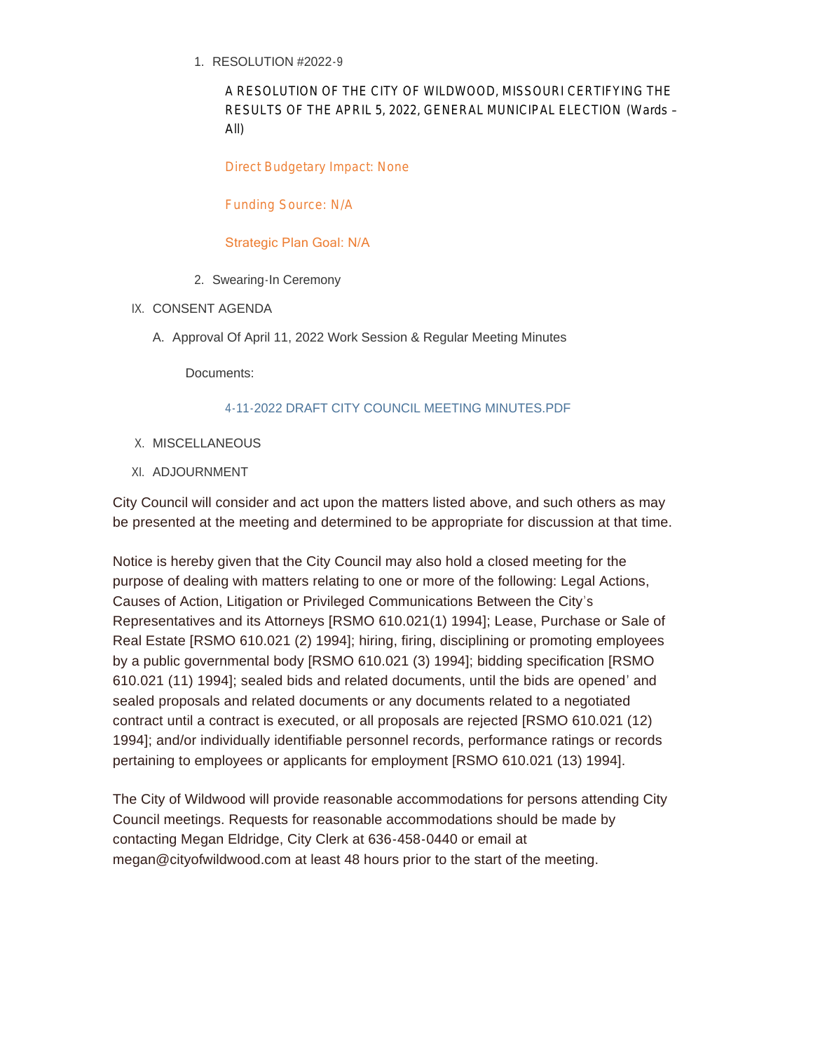1. RESOLUTION #2022-9

   A RESOLUTION OF THE CITY OF WILDWOOD, MISSOURI CERTIFYING THE RESULTS OF THE APRIL 5, 2022, GENERAL MUNICIPAL ELECTION (Wards – All)

   Direct Budgetary Impact: None

   Funding Source: N/A

   Strategic Plan Goal: N/A

2. Swearing-In Ceremony

IX. CONSENT AGENDA

A. Approval Of April 11, 2022 Work Session & Regular Meeting Minutes

   Documents:

   4-11-2022 DRAFT CITY COUNCIL MEETING MINUTES.PDF

X. MISCELLANEOUS

XI. ADJOURNMENT

City Council will consider and act upon the matters listed above, and such others as may be presented at the meeting and determined to be appropriate for discussion at that time.

Notice is hereby given that the City Council may also hold a closed meeting for the purpose of dealing with matters relating to one or more of the following: Legal Actions, Causes of Action, Litigation or Privileged Communications Between the City's Representatives and its Attorneys [RSMO 610.021(1) 1994]; Lease, Purchase or Sale of Real Estate [RSMO 610.021 (2) 1994]; hiring, firing, disciplining or promoting employees by a public governmental body [RSMO 610.021 (3) 1994]; bidding specification [RSMO 610.021 (11) 1994]; sealed bids and related documents, until the bids are opened' and sealed proposals and related documents or any documents related to a negotiated contract until a contract is executed, or all proposals are rejected [RSMO 610.021 (12) 1994]; and/or individually identifiable personnel records, performance ratings or records pertaining to employees or applicants for employment [RSMO 610.021 (13) 1994].

The City of Wildwood will provide reasonable accommodations for persons attending City Council meetings. Requests for reasonable accommodations should be made by contacting Megan Eldridge, City Clerk at 636-458-0440 or email at megan@cityofwildwood.com at least 48 hours prior to the start of the meeting.